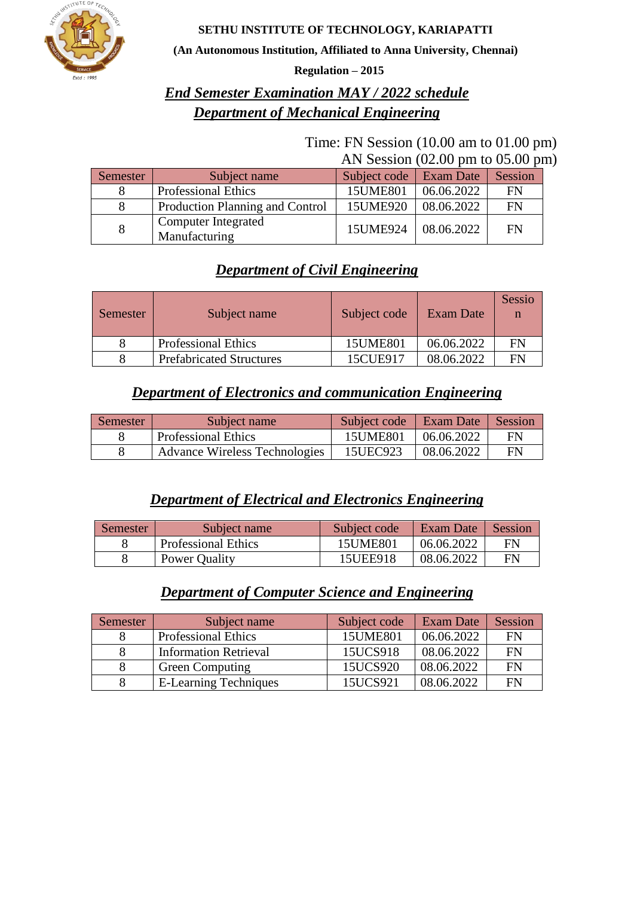**SETHU INSTITUTE OF TECHNOLOGY, KARIAPATTI**

**(An Autonomous Institution, Affiliated to Anna University, Chennai)**

**Regulation – 2015**

## ***End Semester Examination MAY / 2022 schedule***

## ***Department of Mechanical Engineering***

Time: FN Session (10.00 am to 01.00 pm)
AN Session (02.00 pm to 05.00 pm)

| Semester | Subject name | Subject code | Exam Date | Session |
|---|---|---|---|---|
| 8 | Professional Ethics | 15UME801 | 06.06.2022 | FN |
| 8 | Production Planning and Control | 15UME920 | 08.06.2022 | FN |
| 8 | Computer Integrated Manufacturing | 15UME924 | 08.06.2022 | FN |

## ***Department of Civil Engineering***

| Semester | Subject name | Subject code | Exam Date | Session |
|---|---|---|---|---|
| 8 | Professional Ethics | 15UME801 | 06.06.2022 | FN |
| 8 | Prefabricated Structures | 15CUE917 | 08.06.2022 | FN |

## ***Department of Electronics and communication Engineering***

| Semester | Subject name | Subject code | Exam Date | Session |
|---|---|---|---|---|
| 8 | Professional Ethics | 15UME801 | 06.06.2022 | FN |
| 8 | Advance Wireless Technologies | 15UEC923 | 08.06.2022 | FN |

## ***Department of Electrical and Electronics Engineering***

| Semester | Subject name | Subject code | Exam Date | Session |
|---|---|---|---|---|
| 8 | Professional Ethics | 15UME801 | 06.06.2022 | FN |
| 8 | Power Quality | 15UEE918 | 08.06.2022 | FN |

## ***Department of Computer Science and Engineering***

| Semester | Subject name | Subject code | Exam Date | Session |
|---|---|---|---|---|
| 8 | Professional Ethics | 15UME801 | 06.06.2022 | FN |
| 8 | Information Retrieval | 15UCS918 | 08.06.2022 | FN |
| 8 | Green Computing | 15UCS920 | 08.06.2022 | FN |
| 8 | E-Learning Techniques | 15UCS921 | 08.06.2022 | FN |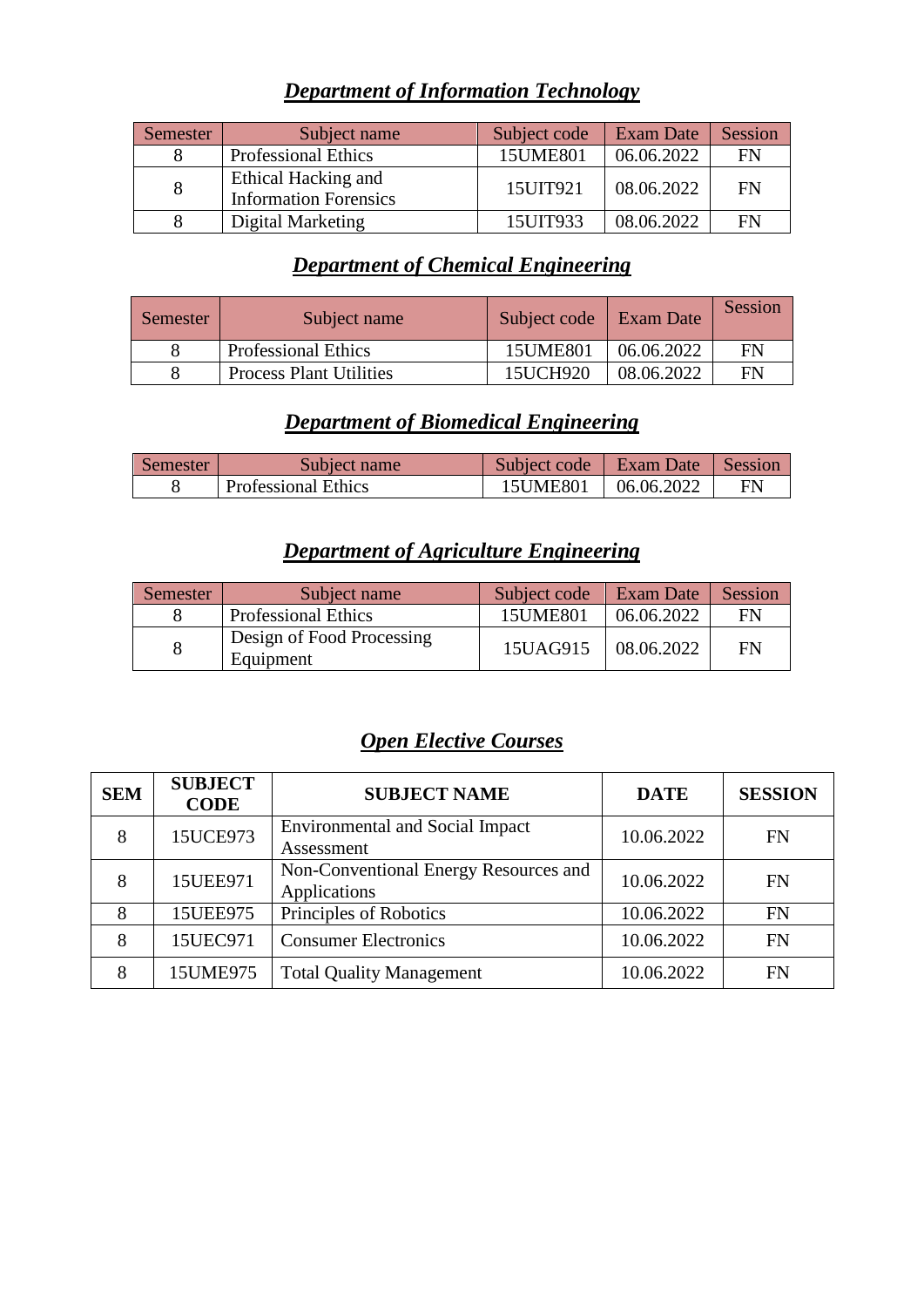## ***Department of Information Technology***

| Semester | Subject name | Subject code | Exam Date | Session |
|---|---|---|---|---|
| 8 | Professional Ethics | 15UME801 | 06.06.2022 | FN |
| 8 | Ethical Hacking and Information Forensics | 15UIT921 | 08.06.2022 | FN |
| 8 | Digital Marketing | 15UIT933 | 08.06.2022 | FN |

## ***Department of Chemical Engineering***

| Semester | Subject name | Subject code | Exam Date | Session |
|---|---|---|---|---|
| 8 | Professional Ethics | 15UME801 | 06.06.2022 | FN |
| 8 | Process Plant Utilities | 15UCH920 | 08.06.2022 | FN |

## ***Department of Biomedical Engineering***

| Semester | Subject name | Subject code | Exam Date | Session |
|---|---|---|---|---|
| 8 | Professional Ethics | 15UME801 | 06.06.2022 | FN |

## ***Department of Agriculture Engineering***

| Semester | Subject name | Subject code | Exam Date | Session |
|---|---|---|---|---|
| 8 | Professional Ethics | 15UME801 | 06.06.2022 | FN |
| 8 | Design of Food Processing Equipment | 15UAG915 | 08.06.2022 | FN |

## ***Open Elective Courses***

| **SEM** | **SUBJECT CODE** | **SUBJECT NAME** | **DATE** | **SESSION** |
|---|---|---|---|---|
| 8 | 15UCE973 | Environmental and Social Impact Assessment | 10.06.2022 | FN |
| 8 | 15UEE971 | Non-Conventional Energy Resources and Applications | 10.06.2022 | FN |
| 8 | 15UEE975 | Principles of Robotics | 10.06.2022 | FN |
| 8 | 15UEC971 | Consumer Electronics | 10.06.2022 | FN |
| 8 | 15UME975 | Total Quality Management | 10.06.2022 | FN |